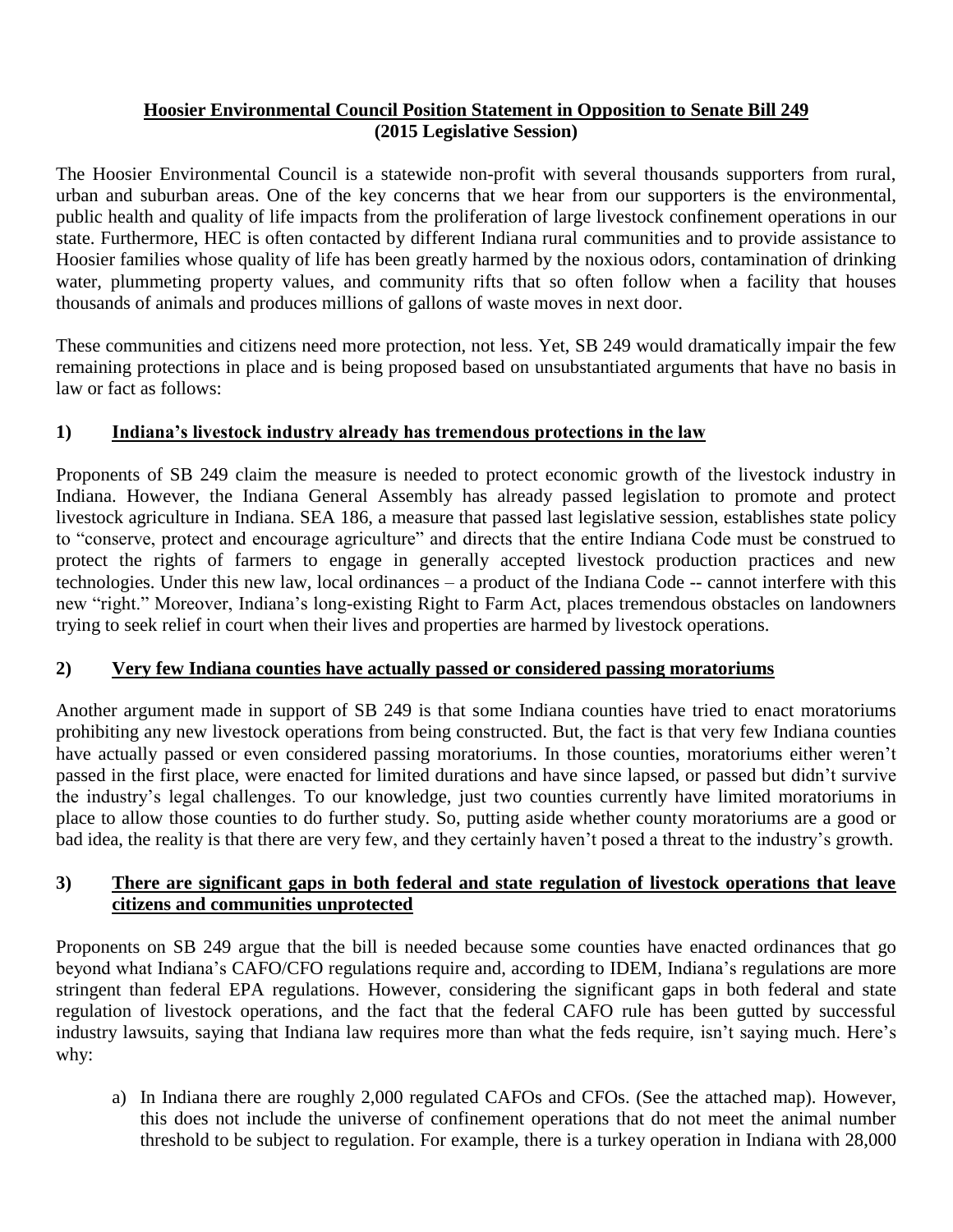**Hoosier Environmental Council Position Statement in Opposition to Senate Bill 249**
**(2015 Legislative Session)**

The Hoosier Environmental Council is a statewide non-profit with several thousands supporters from rural, urban and suburban areas. One of the key concerns that we hear from our supporters is the environmental, public health and quality of life impacts from the proliferation of large livestock confinement operations in our state. Furthermore, HEC is often contacted by different Indiana rural communities and to provide assistance to Hoosier families whose quality of life has been greatly harmed by the noxious odors, contamination of drinking water, plummeting property values, and community rifts that so often follow when a facility that houses thousands of animals and produces millions of gallons of waste moves in next door.

These communities and citizens need more protection, not less. Yet, SB 249 would dramatically impair the few remaining protections in place and is being proposed based on unsubstantiated arguments that have no basis in law or fact as follows:

## 1) Indiana's livestock industry already has tremendous protections in the law

Proponents of SB 249 claim the measure is needed to protect economic growth of the livestock industry in Indiana. However, the Indiana General Assembly has already passed legislation to promote and protect livestock agriculture in Indiana. SEA 186, a measure that passed last legislative session, establishes state policy to "conserve, protect and encourage agriculture" and directs that the entire Indiana Code must be construed to protect the rights of farmers to engage in generally accepted livestock production practices and new technologies. Under this new law, local ordinances – a product of the Indiana Code -- cannot interfere with this new "right." Moreover, Indiana's long-existing Right to Farm Act, places tremendous obstacles on landowners trying to seek relief in court when their lives and properties are harmed by livestock operations.

## 2) Very few Indiana counties have actually passed or considered passing moratoriums

Another argument made in support of SB 249 is that some Indiana counties have tried to enact moratoriums prohibiting any new livestock operations from being constructed. But, the fact is that very few Indiana counties have actually passed or even considered passing moratoriums. In those counties, moratoriums either weren't passed in the first place, were enacted for limited durations and have since lapsed, or passed but didn't survive the industry's legal challenges. To our knowledge, just two counties currently have limited moratoriums in place to allow those counties to do further study. So, putting aside whether county moratoriums are a good or bad idea, the reality is that there are very few, and they certainly haven't posed a threat to the industry's growth.

## 3) There are significant gaps in both federal and state regulation of livestock operations that leave citizens and communities unprotected

Proponents on SB 249 argue that the bill is needed because some counties have enacted ordinances that go beyond what Indiana's CAFO/CFO regulations require and, according to IDEM, Indiana's regulations are more stringent than federal EPA regulations. However, considering the significant gaps in both federal and state regulation of livestock operations, and the fact that the federal CAFO rule has been gutted by successful industry lawsuits, saying that Indiana law requires more than what the feds require, isn't saying much. Here's why:

a) In Indiana there are roughly 2,000 regulated CAFOs and CFOs. (See the attached map). However, this does not include the universe of confinement operations that do not meet the animal number threshold to be subject to regulation. For example, there is a turkey operation in Indiana with 28,000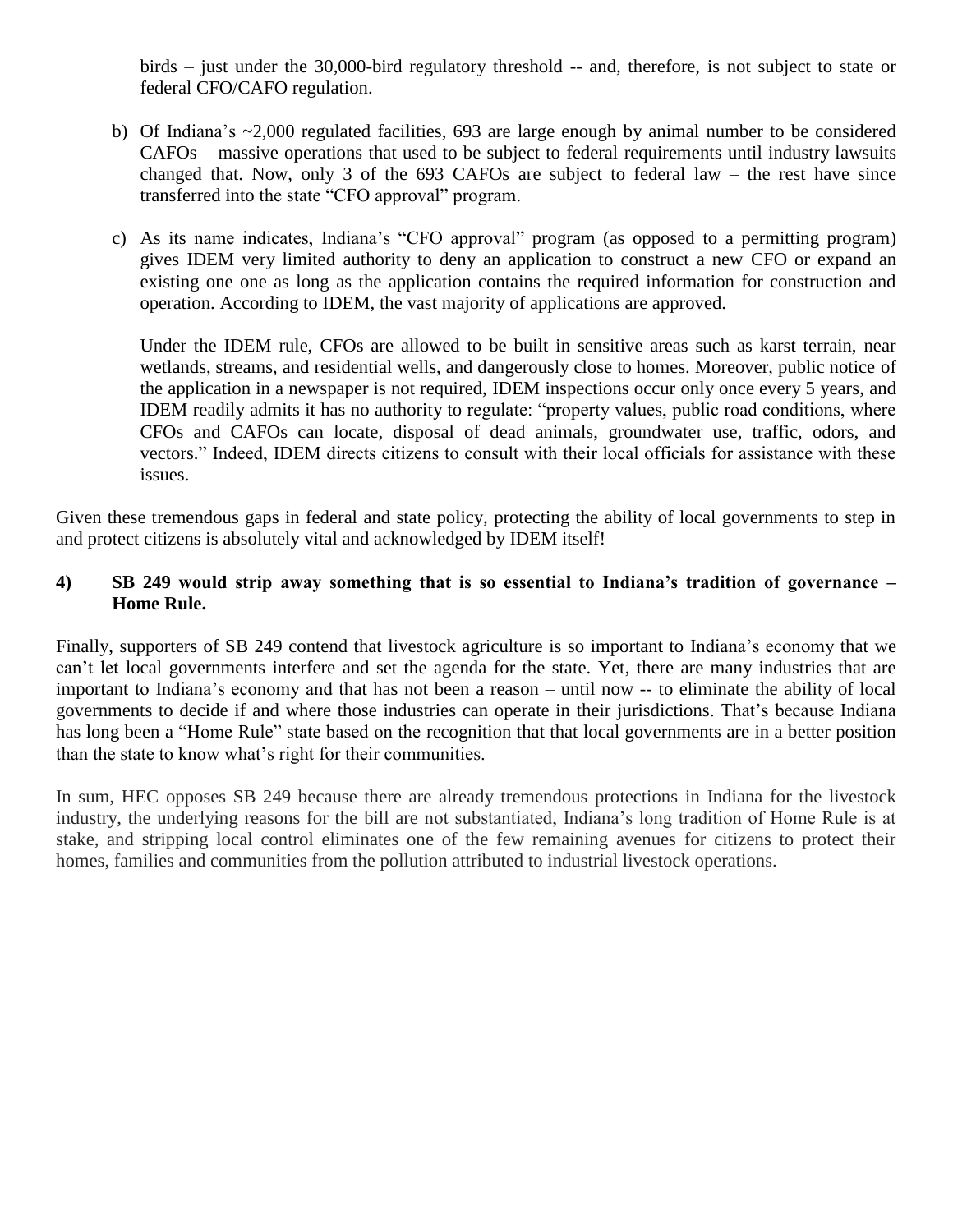birds – just under the 30,000-bird regulatory threshold -- and, therefore, is not subject to state or federal CFO/CAFO regulation.

b) Of Indiana's ~2,000 regulated facilities, 693 are large enough by animal number to be considered CAFOs – massive operations that used to be subject to federal requirements until industry lawsuits changed that. Now, only 3 of the 693 CAFOs are subject to federal law – the rest have since transferred into the state "CFO approval" program.

c) As its name indicates, Indiana's "CFO approval" program (as opposed to a permitting program) gives IDEM very limited authority to deny an application to construct a new CFO or expand an existing one one as long as the application contains the required information for construction and operation. According to IDEM, the vast majority of applications are approved.

   Under the IDEM rule, CFOs are allowed to be built in sensitive areas such as karst terrain, near wetlands, streams, and residential wells, and dangerously close to homes. Moreover, public notice of the application in a newspaper is not required, IDEM inspections occur only once every 5 years, and IDEM readily admits it has no authority to regulate: "property values, public road conditions, where CFOs and CAFOs can locate, disposal of dead animals, groundwater use, traffic, odors, and vectors." Indeed, IDEM directs citizens to consult with their local officials for assistance with these issues.

Given these tremendous gaps in federal and state policy, protecting the ability of local governments to step in and protect citizens is absolutely vital and acknowledged by IDEM itself!

**4) SB 249 would strip away something that is so essential to Indiana's tradition of governance – Home Rule.**

Finally, supporters of SB 249 contend that livestock agriculture is so important to Indiana's economy that we can't let local governments interfere and set the agenda for the state. Yet, there are many industries that are important to Indiana's economy and that has not been a reason – until now -- to eliminate the ability of local governments to decide if and where those industries can operate in their jurisdictions. That's because Indiana has long been a "Home Rule" state based on the recognition that that local governments are in a better position than the state to know what's right for their communities.

In sum, HEC opposes SB 249 because there are already tremendous protections in Indiana for the livestock industry, the underlying reasons for the bill are not substantiated, Indiana's long tradition of Home Rule is at stake, and stripping local control eliminates one of the few remaining avenues for citizens to protect their homes, families and communities from the pollution attributed to industrial livestock operations.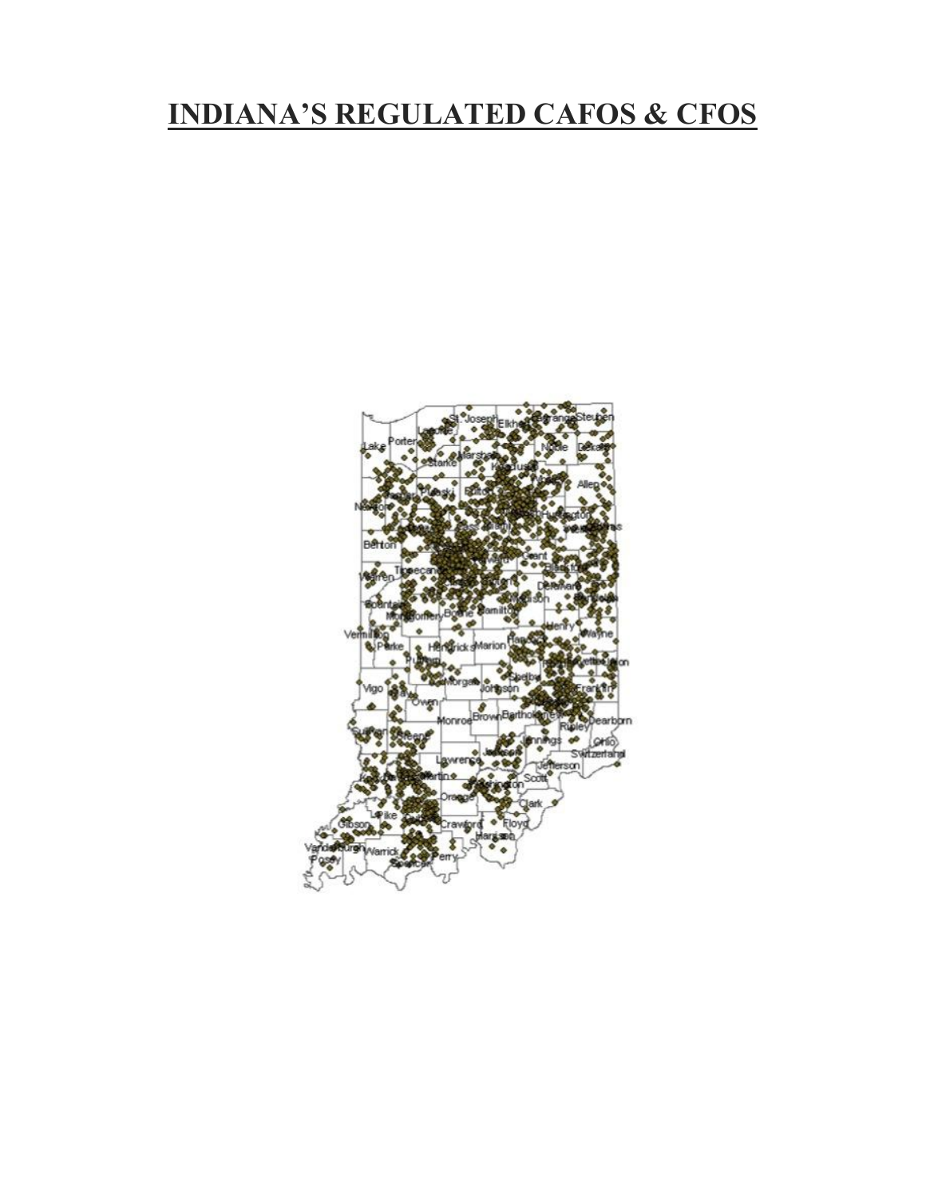# INDIANA'S REGULATED CAFOS & CFOS